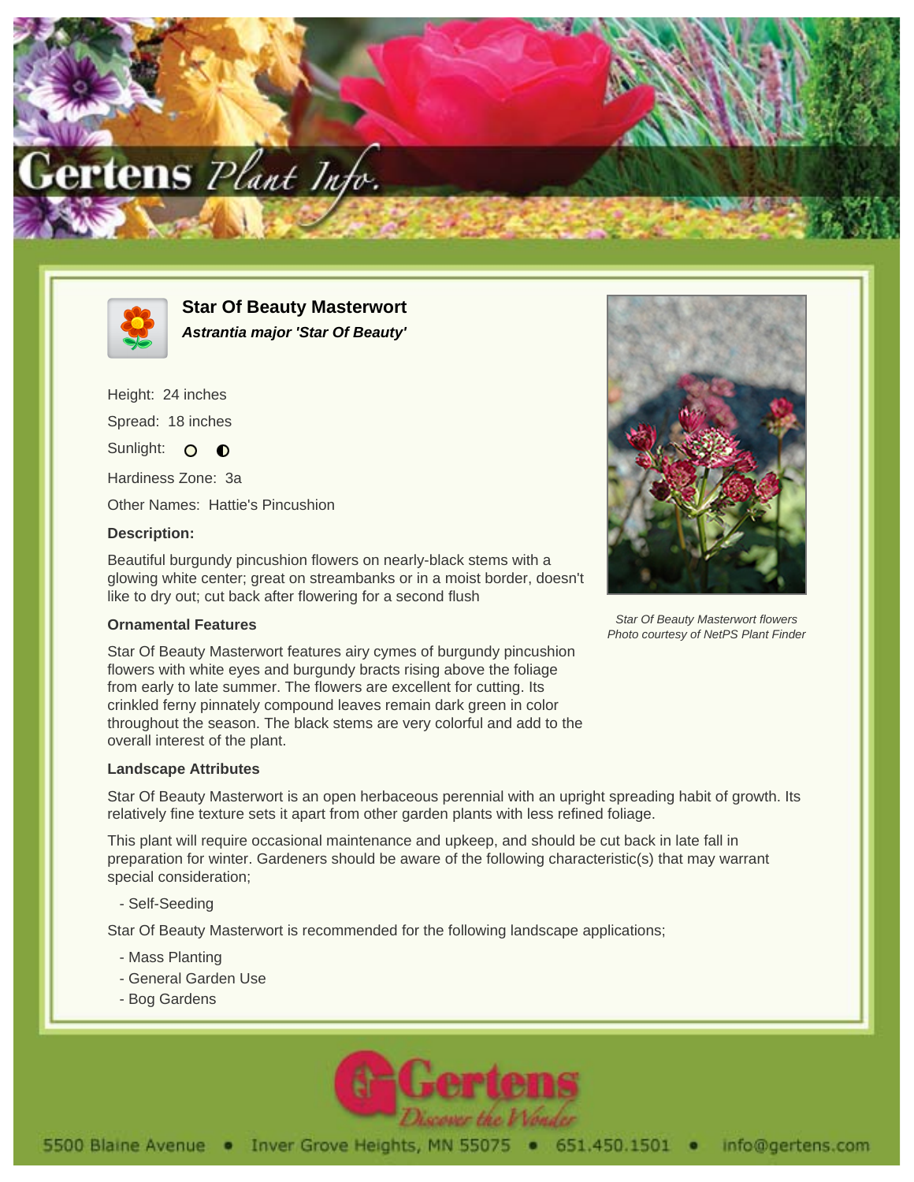# Star Of Beauty Masterwort

***Astrantia major 'Star Of Beauty'***

Height: 24 inches

Spread: 18 inches

Sunlight: ○ ◐

Hardiness Zone: 3a

Other Names: Hattie's Pincushion

**Description:**

Beautiful burgundy pincushion flowers on nearly-black stems with a glowing white center; great on streambanks or in a moist border, doesn't like to dry out; cut back after flowering for a second flush

*Star Of Beauty Masterwort flowers*
*Photo courtesy of NetPS Plant Finder*

**Ornamental Features**

Star Of Beauty Masterwort features airy cymes of burgundy pincushion flowers with white eyes and burgundy bracts rising above the foliage from early to late summer. The flowers are excellent for cutting. Its crinkled ferny pinnately compound leaves remain dark green in color throughout the season. The black stems are very colorful and add to the overall interest of the plant.

**Landscape Attributes**

Star Of Beauty Masterwort is an open herbaceous perennial with an upright spreading habit of growth. Its relatively fine texture sets it apart from other garden plants with less refined foliage.

This plant will require occasional maintenance and upkeep, and should be cut back in late fall in preparation for winter. Gardeners should be aware of the following characteristic(s) that may warrant special consideration;

- Self-Seeding

Star Of Beauty Masterwort is recommended for the following landscape applications;

- Mass Planting
- General Garden Use
- Bog Gardens

5500 Blaine Avenue • Inver Grove Heights, MN 55075 • 651.450.1501 • info@gertens.com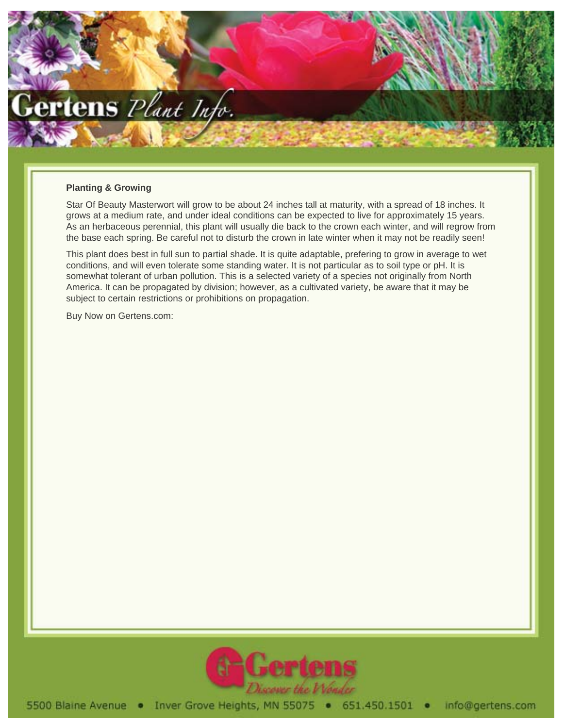**Planting & Growing**

Star Of Beauty Masterwort will grow to be about 24 inches tall at maturity, with a spread of 18 inches. It grows at a medium rate, and under ideal conditions can be expected to live for approximately 15 years. As an herbaceous perennial, this plant will usually die back to the crown each winter, and will regrow from the base each spring. Be careful not to disturb the crown in late winter when it may not be readily seen!

This plant does best in full sun to partial shade. It is quite adaptable, prefering to grow in average to wet conditions, and will even tolerate some standing water. It is not particular as to soil type or pH. It is somewhat tolerant of urban pollution. This is a selected variety of a species not originally from North America. It can be propagated by division; however, as a cultivated variety, be aware that it may be subject to certain restrictions or prohibitions on propagation.

Buy Now on Gertens.com: